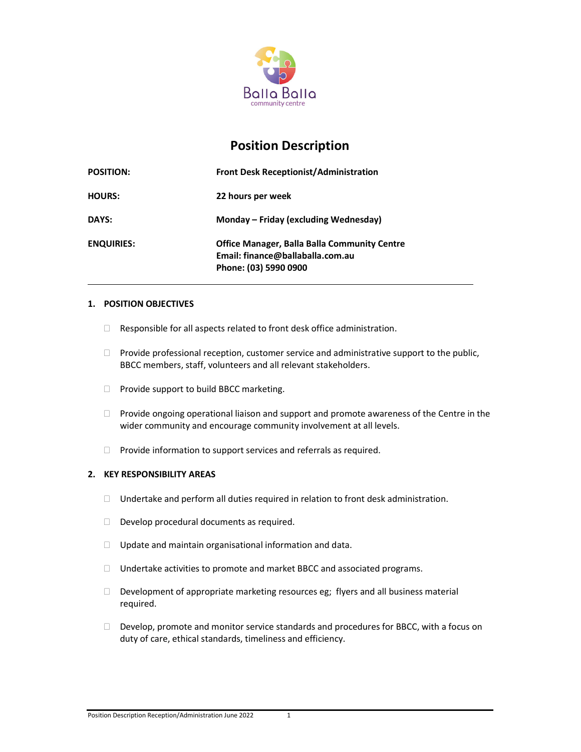Balla Balla
community centre

# Position Description

| | |
|---|---|
| **POSITION:** | **Front Desk Receptionist/Administration** |
| **HOURS:** | **22 hours per week** |
| **DAYS:** | **Monday – Friday (excluding Wednesday)** |
| **ENQUIRIES:** | **Office Manager, Balla Balla Community Centre**<br>**Email: finance@ballaballa.com.au**<br>**Phone: (03) 5990 0900** |

---

## 1. POSITION OBJECTIVES

- Responsible for all aspects related to front desk office administration.
- Provide professional reception, customer service and administrative support to the public, BBCC members, staff, volunteers and all relevant stakeholders.
- Provide support to build BBCC marketing.
- Provide ongoing operational liaison and support and promote awareness of the Centre in the wider community and encourage community involvement at all levels.
- Provide information to support services and referrals as required.

## 2. KEY RESPONSIBILITY AREAS

- Undertake and perform all duties required in relation to front desk administration.
- Develop procedural documents as required.
- Update and maintain organisational information and data.
- Undertake activities to promote and market BBCC and associated programs.
- Development of appropriate marketing resources eg; flyers and all business material required.
- Develop, promote and monitor service standards and procedures for BBCC, with a focus on duty of care, ethical standards, timeliness and efficiency.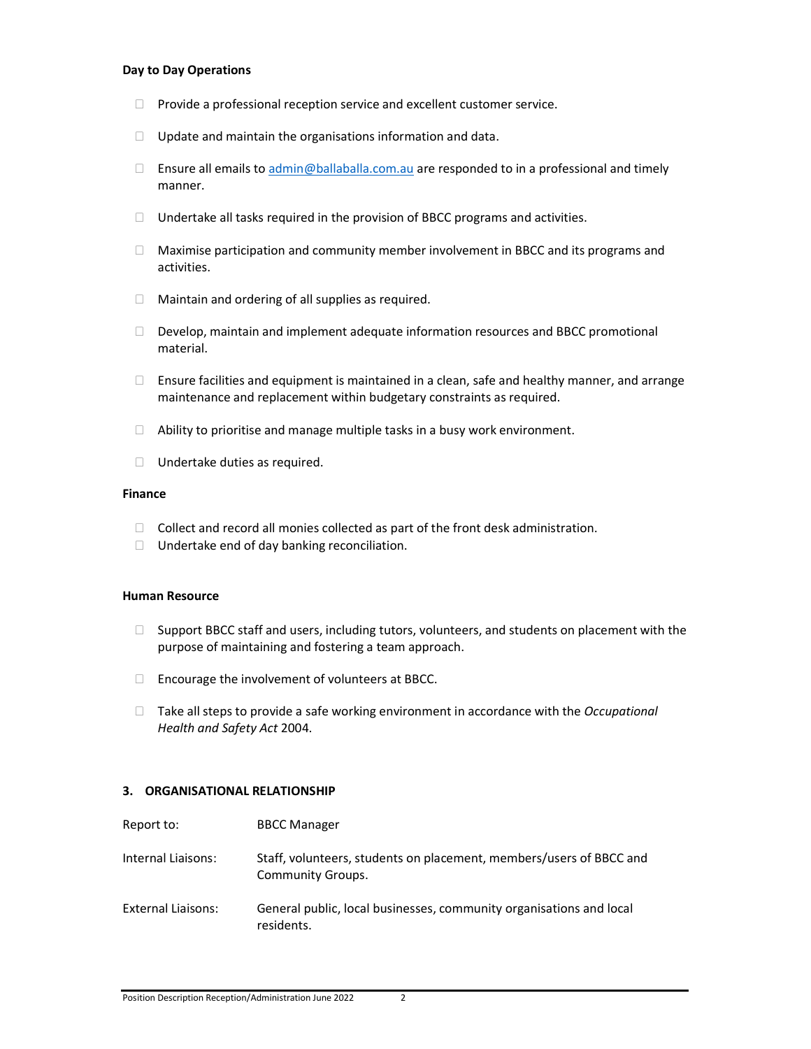**Day to Day Operations**

- Provide a professional reception service and excellent customer service.
- Update and maintain the organisations information and data.
- Ensure all emails to admin@ballaballa.com.au are responded to in a professional and timely manner.
- Undertake all tasks required in the provision of BBCC programs and activities.
- Maximise participation and community member involvement in BBCC and its programs and activities.
- Maintain and ordering of all supplies as required.
- Develop, maintain and implement adequate information resources and BBCC promotional material.
- Ensure facilities and equipment is maintained in a clean, safe and healthy manner, and arrange maintenance and replacement within budgetary constraints as required.
- Ability to prioritise and manage multiple tasks in a busy work environment.
- Undertake duties as required.

**Finance**

- Collect and record all monies collected as part of the front desk administration.
- Undertake end of day banking reconciliation.

**Human Resource**

- Support BBCC staff and users, including tutors, volunteers, and students on placement with the purpose of maintaining and fostering a team approach.
- Encourage the involvement of volunteers at BBCC.
- Take all steps to provide a safe working environment in accordance with the *Occupational Health and Safety Act* 2004.

## 3. ORGANISATIONAL RELATIONSHIP

| | |
|---|---|
| Report to: | BBCC Manager |
| Internal Liaisons: | Staff, volunteers, students on placement, members/users of BBCC and Community Groups. |
| External Liaisons: | General public, local businesses, community organisations and local residents. |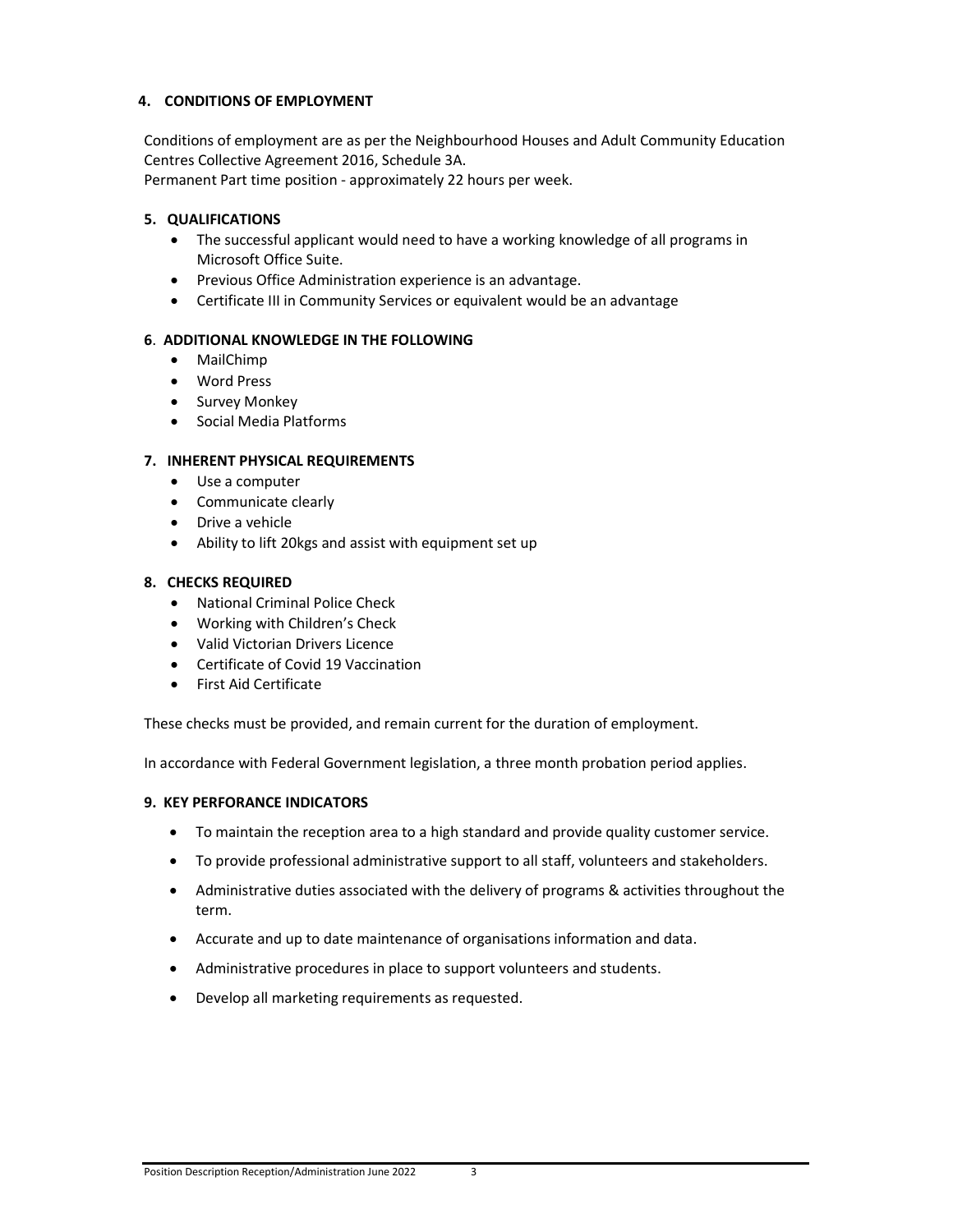## 4. CONDITIONS OF EMPLOYMENT

Conditions of employment are as per the Neighbourhood Houses and Adult Community Education Centres Collective Agreement 2016, Schedule 3A.
Permanent Part time position - approximately 22 hours per week.

## 5. QUALIFICATIONS

- The successful applicant would need to have a working knowledge of all programs in Microsoft Office Suite.
- Previous Office Administration experience is an advantage.
- Certificate III in Community Services or equivalent would be an advantage

## 6. ADDITIONAL KNOWLEDGE IN THE FOLLOWING

- MailChimp
- Word Press
- Survey Monkey
- Social Media Platforms

## 7. INHERENT PHYSICAL REQUIREMENTS

- Use a computer
- Communicate clearly
- Drive a vehicle
- Ability to lift 20kgs and assist with equipment set up

## 8. CHECKS REQUIRED

- National Criminal Police Check
- Working with Children's Check
- Valid Victorian Drivers Licence
- Certificate of Covid 19 Vaccination
- First Aid Certificate

These checks must be provided, and remain current for the duration of employment.

In accordance with Federal Government legislation, a three month probation period applies.

## 9. KEY PERFORANCE INDICATORS

- To maintain the reception area to a high standard and provide quality customer service.
- To provide professional administrative support to all staff, volunteers and stakeholders.
- Administrative duties associated with the delivery of programs & activities throughout the term.
- Accurate and up to date maintenance of organisations information and data.
- Administrative procedures in place to support volunteers and students.
- Develop all marketing requirements as requested.